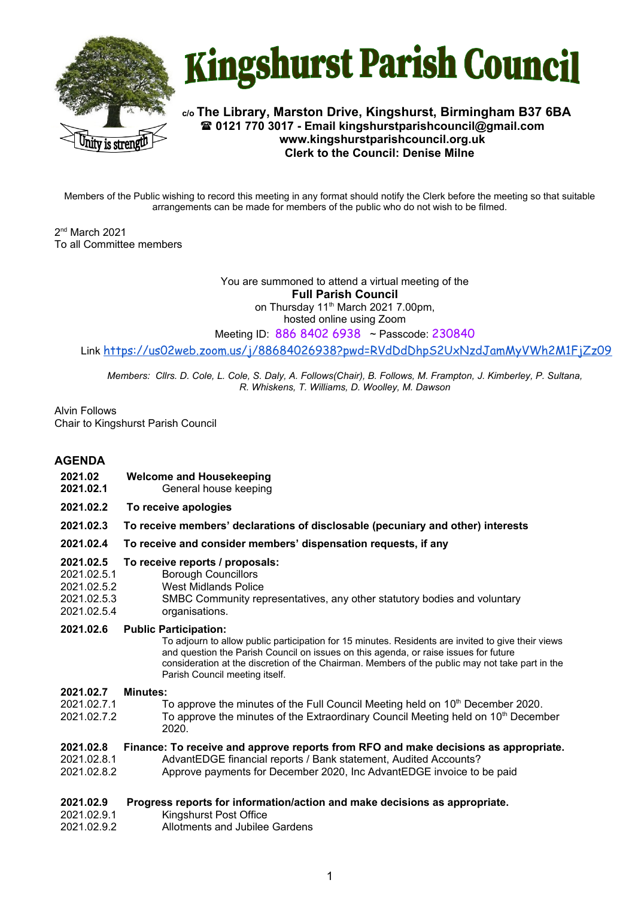# Kingshurst Parish Council

**c/o The Library, Marston Drive, Kingshurst, Birmingham B37 6BA**
**☎ 0121 770 3017 - Email kingshurstparishcouncil@gmail.com**
**www.kingshurstparishcouncil.org.uk**
**Clerk to the Council: Denise Milne**

Members of the Public wishing to record this meeting in any format should notify the Clerk before the meeting so that suitable arrangements can be made for members of the public who do not wish to be filmed.

2nd March 2021
To all Committee members

You are summoned to attend a virtual meeting of the
**Full Parish Council**
on Thursday 11th March 2021 7.00pm,
hosted online using Zoom
Meeting ID: 886 8402 6938 ~ Passcode: 230840
Link https://us02web.zoom.us/j/88684026938?pwd=RVdDdDhpS2UxNzdJamMyVWh2M1FjZz09

*Members: Cllrs. D. Cole, L. Cole, S. Daly, A. Follows(Chair), B. Follows, M. Frampton, J. Kimberley, P. Sultana, R. Whiskens, T. Williams, D. Woolley, M. Dawson*

Alvin Follows
Chair to Kingshurst Parish Council

## AGENDA

**2021.02 Welcome and Housekeeping**
2021.02.1 General house keeping

**2021.02.2 To receive apologies**

**2021.02.3 To receive members' declarations of disclosable (pecuniary and other) interests**

**2021.02.4 To receive and consider members' dispensation requests, if any**

**2021.02.5 To receive reports / proposals:**
2021.02.5.1 Borough Councillors
2021.02.5.2 West Midlands Police
2021.02.5.3 SMBC Community representatives, any other statutory bodies and voluntary
2021.02.5.4 organisations.

**2021.02.6 Public Participation:**
To adjourn to allow public participation for 15 minutes. Residents are invited to give their views and question the Parish Council on issues on this agenda, or raise issues for future consideration at the discretion of the Chairman. Members of the public may not take part in the Parish Council meeting itself.

**2021.02.7 Minutes:**
2021.02.7.1 To approve the minutes of the Full Council Meeting held on 10th December 2020.
2021.02.7.2 To approve the minutes of the Extraordinary Council Meeting held on 10th December 2020.

**2021.02.8 Finance: To receive and approve reports from RFO and make decisions as appropriate.**
2021.02.8.1 AdvantEDGE financial reports / Bank statement, Audited Accounts?
2021.02.8.2 Approve payments for December 2020, Inc AdvantEDGE invoice to be paid

**2021.02.9 Progress reports for information/action and make decisions as appropriate.**
2021.02.9.1 Kingshurst Post Office
2021.02.9.2 Allotments and Jubilee Gardens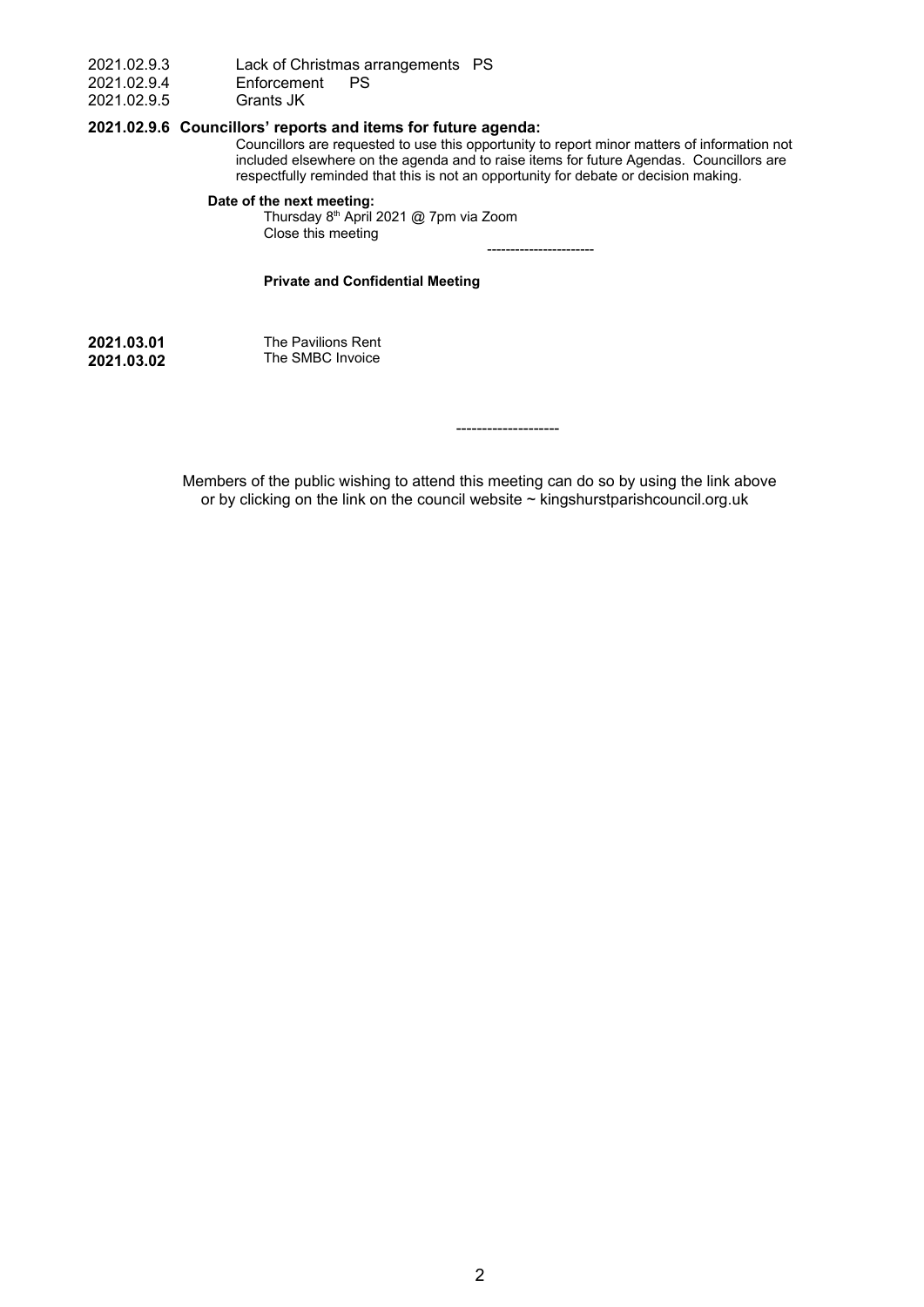2021.02.9.3 Lack of Christmas arrangements PS
2021.02.9.4 Enforcement PS
2021.02.9.5 Grants JK

**2021.02.9.6 Councillors' reports and items for future agenda:**

Councillors are requested to use this opportunity to report minor matters of information not included elsewhere on the agenda and to raise items for future Agendas. Councillors are respectfully reminded that this is not an opportunity for debate or decision making.

**Date of the next meeting:**

Thursday 8th April 2021 @ 7pm via Zoom
Close this meeting

----------------------

**Private and Confidential Meeting**

**2021.03.01** The Pavilions Rent
**2021.03.02** The SMBC Invoice

--------------------

Members of the public wishing to attend this meeting can do so by using the link above or by clicking on the link on the council website ~ kingshurstparishcouncil.org.uk